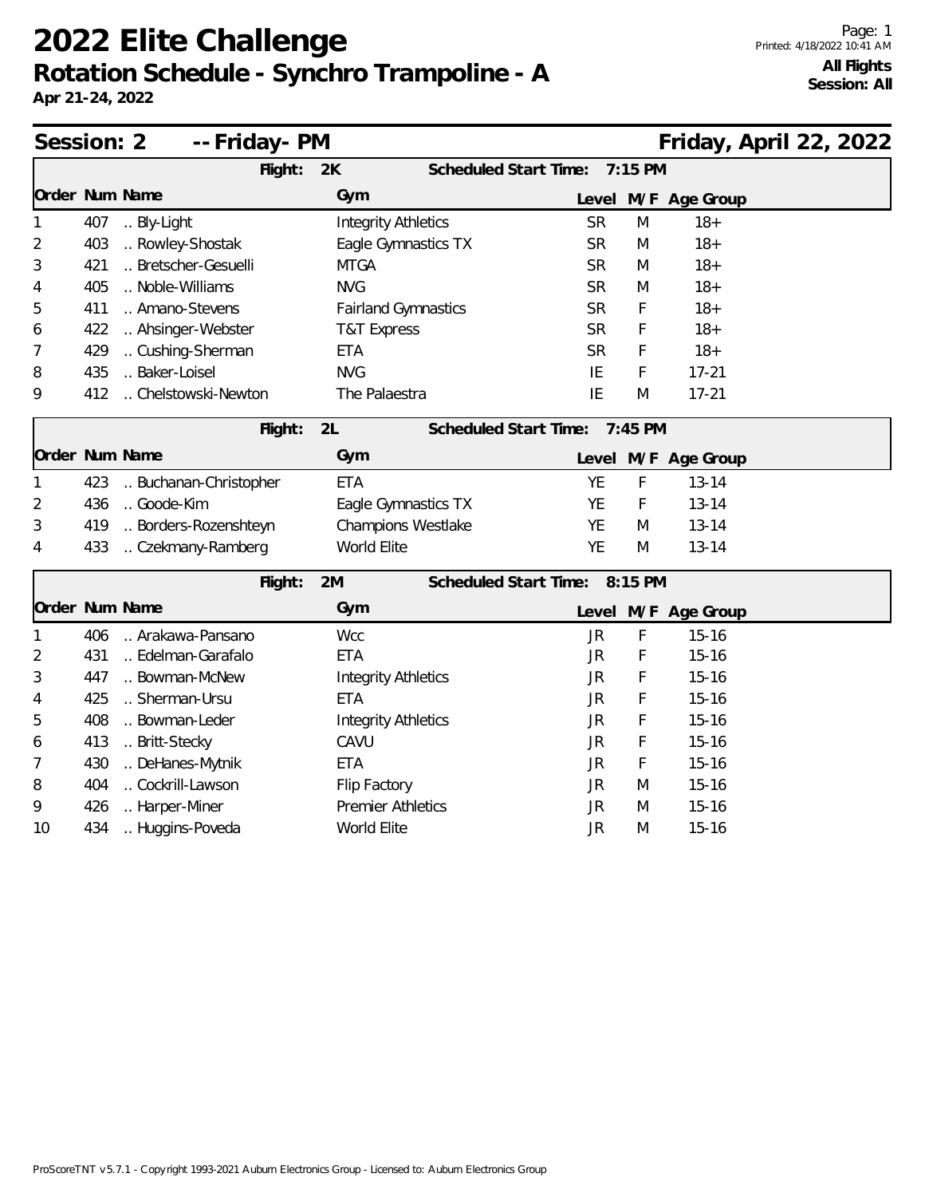# 2022 Elite Challenge

## Rotation Schedule - Synchro Trampoline - A

**Apr 21-24, 2022**

Printed: 4/18/2022 10:41 AM

**All Flights**
**Session: All**

### Session: 2 -- Friday- PM — Friday, April 22, 2022

**Flight: 2K** — Scheduled Start Time: 7:15 PM

| Order | Num | Name | Gym | Level | M/F | Age Group |
|---|---|---|---|---|---|---|
| 1 | 407 | .. Bly-Light | Integrity Athletics | SR | M | 18+ |
| 2 | 403 | .. Rowley-Shostak | Eagle Gymnastics TX | SR | M | 18+ |
| 3 | 421 | .. Bretscher-Gesuelli | MTGA | SR | M | 18+ |
| 4 | 405 | .. Noble-Williams | NVG | SR | M | 18+ |
| 5 | 411 | .. Amano-Stevens | Fairland Gymnastics | SR | F | 18+ |
| 6 | 422 | .. Ahsinger-Webster | T&T Express | SR | F | 18+ |
| 7 | 429 | .. Cushing-Sherman | ETA | SR | F | 18+ |
| 8 | 435 | .. Baker-Loisel | NVG | IE | F | 17-21 |
| 9 | 412 | .. Chelstowski-Newton | The Palaestra | IE | M | 17-21 |

**Flight: 2L** — Scheduled Start Time: 7:45 PM

| Order | Num | Name | Gym | Level | M/F | Age Group |
|---|---|---|---|---|---|---|
| 1 | 423 | .. Buchanan-Christopher | ETA | YE | F | 13-14 |
| 2 | 436 | .. Goode-Kim | Eagle Gymnastics TX | YE | F | 13-14 |
| 3 | 419 | .. Borders-Rozenshteyn | Champions Westlake | YE | M | 13-14 |
| 4 | 433 | .. Czekmany-Ramberg | World Elite | YE | M | 13-14 |

**Flight: 2M** — Scheduled Start Time: 8:15 PM

| Order | Num | Name | Gym | Level | M/F | Age Group |
|---|---|---|---|---|---|---|
| 1 | 406 | .. Arakawa-Pansano | Wcc | JR | F | 15-16 |
| 2 | 431 | .. Edelman-Garafalo | ETA | JR | F | 15-16 |
| 3 | 447 | .. Bowman-McNew | Integrity Athletics | JR | F | 15-16 |
| 4 | 425 | .. Sherman-Ursu | ETA | JR | F | 15-16 |
| 5 | 408 | .. Bowman-Leder | Integrity Athletics | JR | F | 15-16 |
| 6 | 413 | .. Britt-Stecky | CAVU | JR | F | 15-16 |
| 7 | 430 | .. DeHanes-Mytnik | ETA | JR | F | 15-16 |
| 8 | 404 | .. Cockrill-Lawson | Flip Factory | JR | M | 15-16 |
| 9 | 426 | .. Harper-Miner | Premier Athletics | JR | M | 15-16 |
| 10 | 434 | .. Huggins-Poveda | World Elite | JR | M | 15-16 |

ProScoreTNT v5.7.1 - Copyright 1993-2021 Auburn Electronics Group - Licensed to: Auburn Electronics Group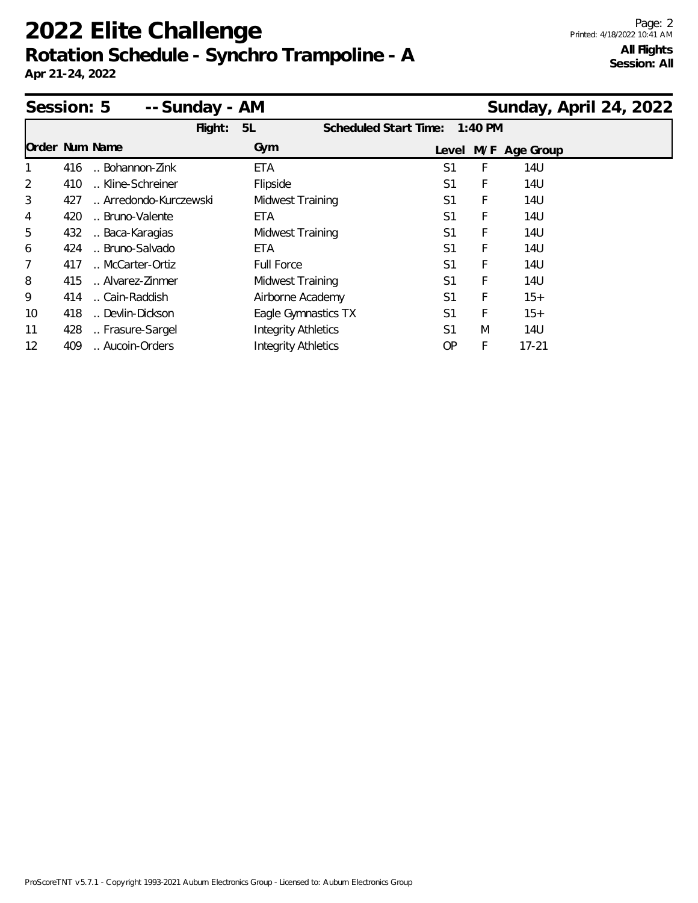# 2022 Elite Challenge

## Rotation Schedule - Synchro Trampoline - A

**Apr 21-24, 2022**

**All Flights**
**Session: All**

## Session: 5 -- Sunday - AM — Sunday, April 24, 2022

**Flight: 5L** — **Scheduled Start Time: 1:40 PM**

| Order | Num | Name | Gym | Level | M/F | Age Group |
|---|---|---|---|---|---|---|
| 1 | 416 | .. Bohannon-Zink | ETA | S1 | F | 14U |
| 2 | 410 | .. Kline-Schreiner | Flipside | S1 | F | 14U |
| 3 | 427 | .. Arredondo-Kurczewski | Midwest Training | S1 | F | 14U |
| 4 | 420 | .. Bruno-Valente | ETA | S1 | F | 14U |
| 5 | 432 | .. Baca-Karagias | Midwest Training | S1 | F | 14U |
| 6 | 424 | .. Bruno-Salvado | ETA | S1 | F | 14U |
| 7 | 417 | .. McCarter-Ortiz | Full Force | S1 | F | 14U |
| 8 | 415 | .. Alvarez-Zinmer | Midwest Training | S1 | F | 14U |
| 9 | 414 | .. Cain-Raddish | Airborne Academy | S1 | F | 15+ |
| 10 | 418 | .. Devlin-Dickson | Eagle Gymnastics TX | S1 | F | 15+ |
| 11 | 428 | .. Frasure-Sargel | Integrity Athletics | S1 | M | 14U |
| 12 | 409 | .. Aucoin-Orders | Integrity Athletics | OP | F | 17-21 |

ProScoreTNT v5.7.1 - Copyright 1993-2021 Auburn Electronics Group - Licensed to: Auburn Electronics Group